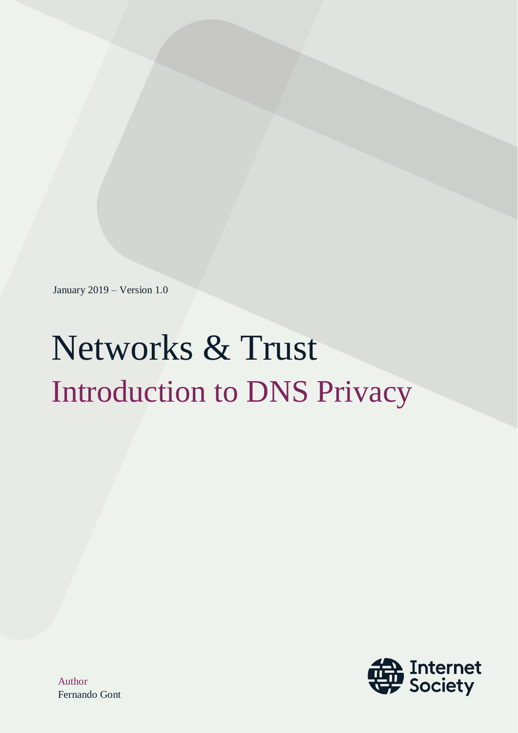January 2019 – Version 1.0

# Networks & Trust

## Introduction to DNS Privacy

Author
Fernando Gont

Internet Society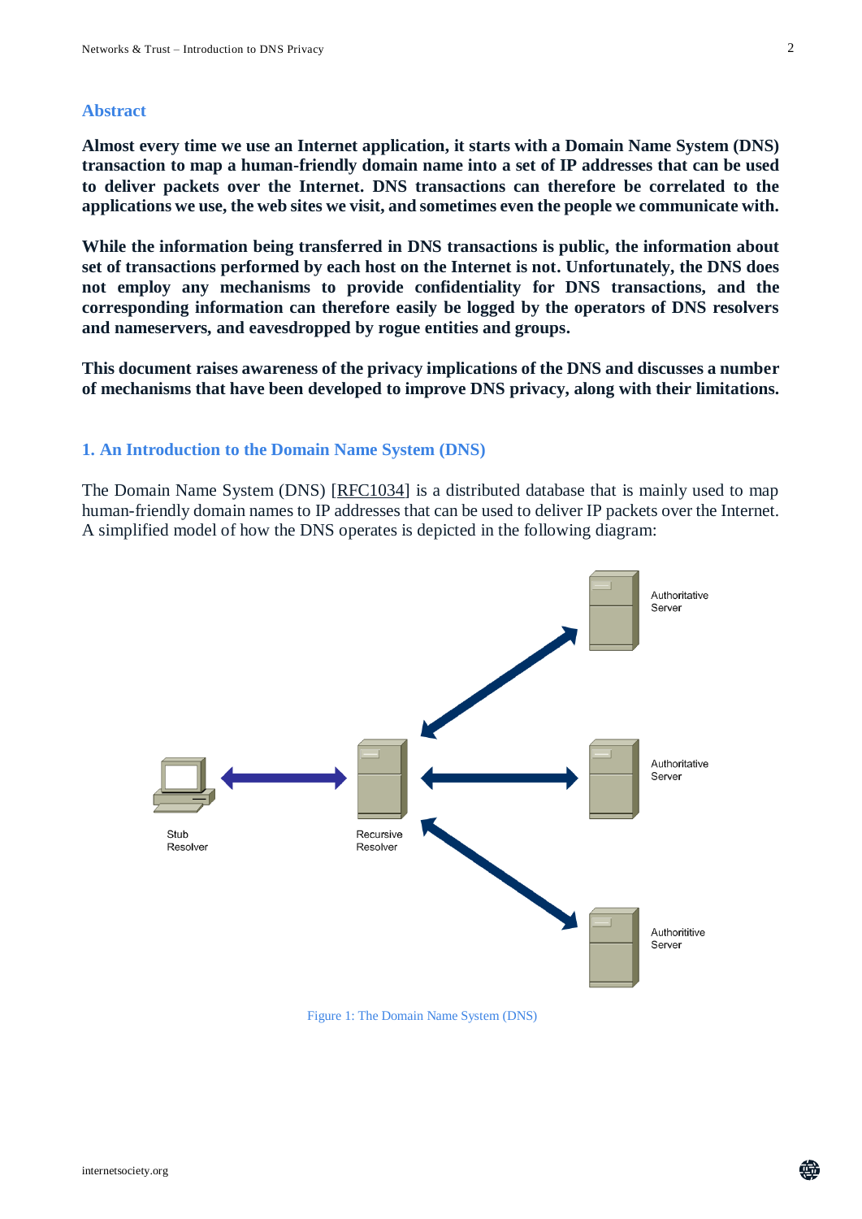## Abstract

**Almost every time we use an Internet application, it starts with a Domain Name System (DNS) transaction to map a human-friendly domain name into a set of IP addresses that can be used to deliver packets over the Internet. DNS transactions can therefore be correlated to the applications we use, the web sites we visit, and sometimes even the people we communicate with.**

**While the information being transferred in DNS transactions is public, the information about set of transactions performed by each host on the Internet is not. Unfortunately, the DNS does not employ any mechanisms to provide confidentiality for DNS transactions, and the corresponding information can therefore easily be logged by the operators of DNS resolvers and nameservers, and eavesdropped by rogue entities and groups.**

**This document raises awareness of the privacy implications of the DNS and discusses a number of mechanisms that have been developed to improve DNS privacy, along with their limitations.**

## 1. An Introduction to the Domain Name System (DNS)

The Domain Name System (DNS) [RFC1034] is a distributed database that is mainly used to map human-friendly domain names to IP addresses that can be used to deliver IP packets over the Internet. A simplified model of how the DNS operates is depicted in the following diagram:

Figure 1: The Domain Name System (DNS)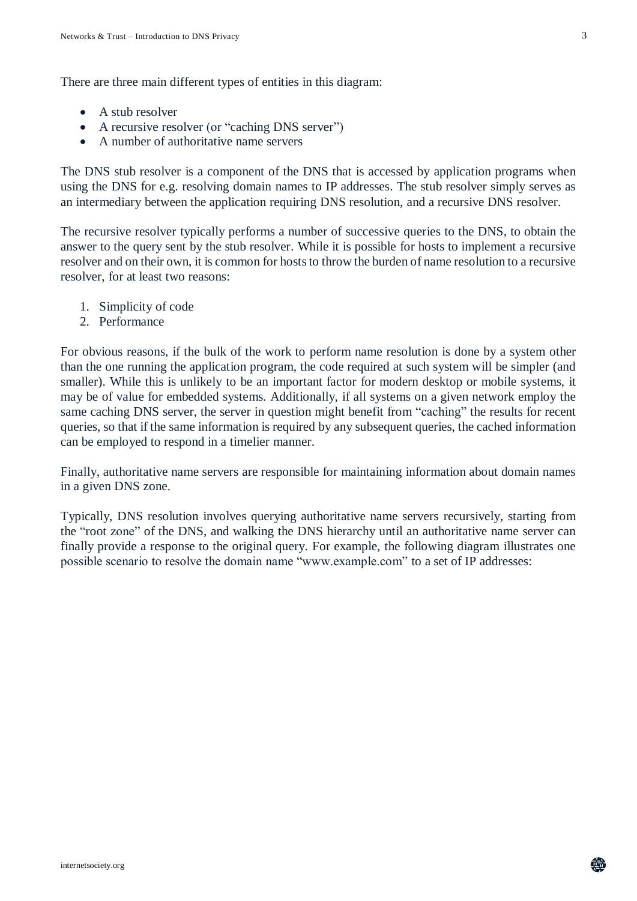There are three main different types of entities in this diagram:

- A stub resolver
- A recursive resolver (or "caching DNS server")
- A number of authoritative name servers

The DNS stub resolver is a component of the DNS that is accessed by application programs when using the DNS for e.g. resolving domain names to IP addresses. The stub resolver simply serves as an intermediary between the application requiring DNS resolution, and a recursive DNS resolver.

The recursive resolver typically performs a number of successive queries to the DNS, to obtain the answer to the query sent by the stub resolver. While it is possible for hosts to implement a recursive resolver and on their own, it is common for hosts to throw the burden of name resolution to a recursive resolver, for at least two reasons:

1. Simplicity of code
2. Performance

For obvious reasons, if the bulk of the work to perform name resolution is done by a system other than the one running the application program, the code required at such system will be simpler (and smaller). While this is unlikely to be an important factor for modern desktop or mobile systems, it may be of value for embedded systems. Additionally, if all systems on a given network employ the same caching DNS server, the server in question might benefit from "caching" the results for recent queries, so that if the same information is required by any subsequent queries, the cached information can be employed to respond in a timelier manner.

Finally, authoritative name servers are responsible for maintaining information about domain names in a given DNS zone.

Typically, DNS resolution involves querying authoritative name servers recursively, starting from the "root zone" of the DNS, and walking the DNS hierarchy until an authoritative name server can finally provide a response to the original query. For example, the following diagram illustrates one possible scenario to resolve the domain name "www.example.com" to a set of IP addresses: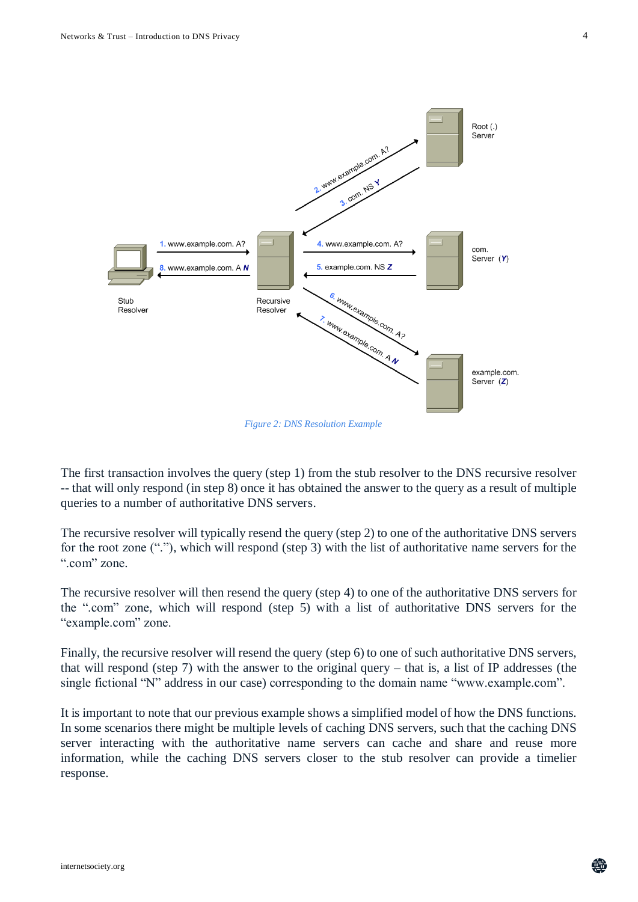Figure 2: DNS Resolution Example

The first transaction involves the query (step 1) from the stub resolver to the DNS recursive resolver -- that will only respond (in step 8) once it has obtained the answer to the query as a result of multiple queries to a number of authoritative DNS servers.

The recursive resolver will typically resend the query (step 2) to one of the authoritative DNS servers for the root zone ("."), which will respond (step 3) with the list of authoritative name servers for the ".com" zone.

The recursive resolver will then resend the query (step 4) to one of the authoritative DNS servers for the ".com" zone, which will respond (step 5) with a list of authoritative DNS servers for the "example.com" zone.

Finally, the recursive resolver will resend the query (step 6) to one of such authoritative DNS servers, that will respond (step 7) with the answer to the original query – that is, a list of IP addresses (the single fictional "N" address in our case) corresponding to the domain name "www.example.com".

It is important to note that our previous example shows a simplified model of how the DNS functions. In some scenarios there might be multiple levels of caching DNS servers, such that the caching DNS server interacting with the authoritative name servers can cache and share and reuse more information, while the caching DNS servers closer to the stub resolver can provide a timelier response.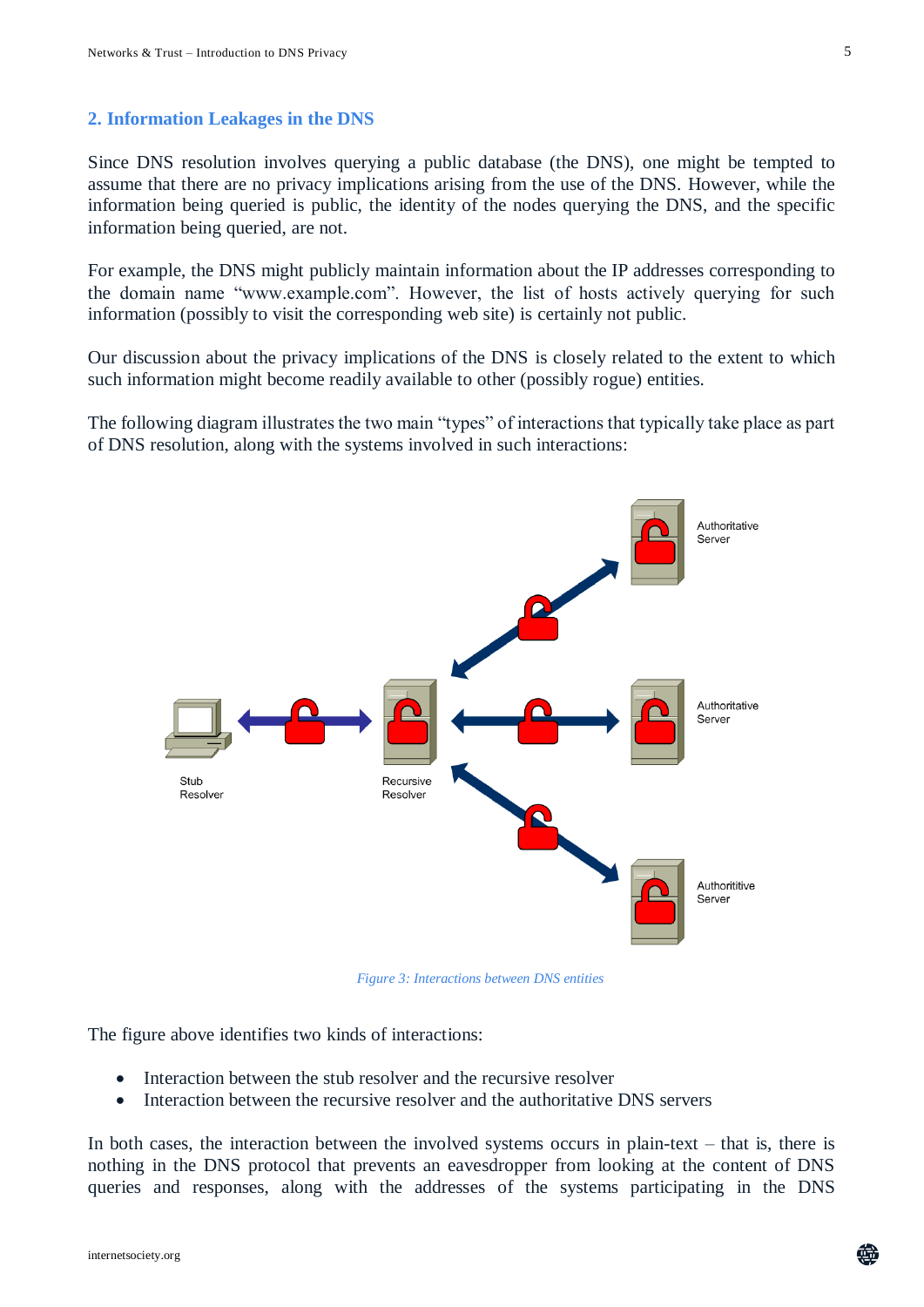## 2. Information Leakages in the DNS

Since DNS resolution involves querying a public database (the DNS), one might be tempted to assume that there are no privacy implications arising from the use of the DNS. However, while the information being queried is public, the identity of the nodes querying the DNS, and the specific information being queried, are not.

For example, the DNS might publicly maintain information about the IP addresses corresponding to the domain name "www.example.com". However, the list of hosts actively querying for such information (possibly to visit the corresponding web site) is certainly not public.

Our discussion about the privacy implications of the DNS is closely related to the extent to which such information might become readily available to other (possibly rogue) entities.

The following diagram illustrates the two main "types" of interactions that typically take place as part of DNS resolution, along with the systems involved in such interactions:

*Figure 3: Interactions between DNS entities*

The figure above identifies two kinds of interactions:

- Interaction between the stub resolver and the recursive resolver
- Interaction between the recursive resolver and the authoritative DNS servers

In both cases, the interaction between the involved systems occurs in plain-text – that is, there is nothing in the DNS protocol that prevents an eavesdropper from looking at the content of DNS queries and responses, along with the addresses of the systems participating in the DNS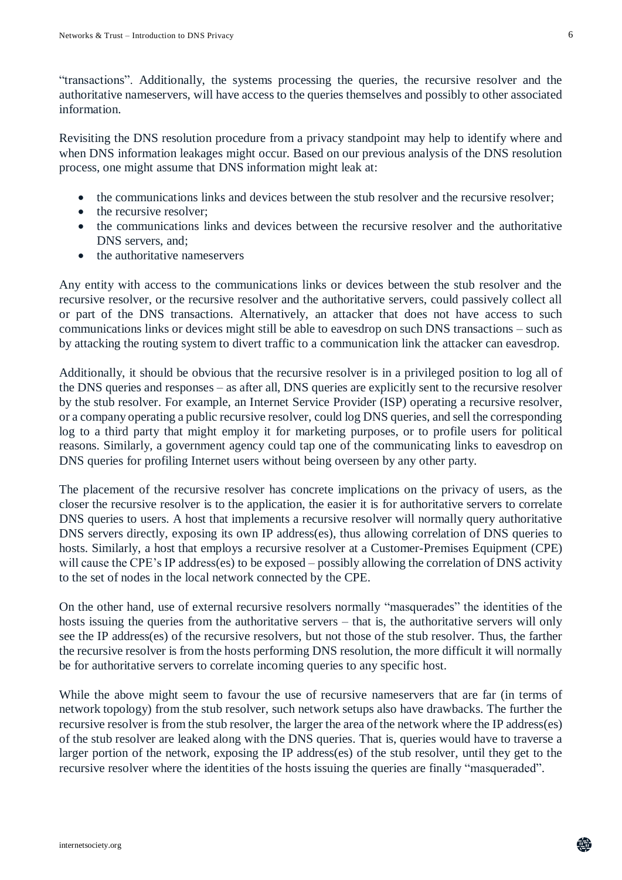"transactions". Additionally, the systems processing the queries, the recursive resolver and the authoritative nameservers, will have access to the queries themselves and possibly to other associated information.

Revisiting the DNS resolution procedure from a privacy standpoint may help to identify where and when DNS information leakages might occur. Based on our previous analysis of the DNS resolution process, one might assume that DNS information might leak at:

- the communications links and devices between the stub resolver and the recursive resolver;
- the recursive resolver;
- the communications links and devices between the recursive resolver and the authoritative DNS servers, and;
- the authoritative nameservers

Any entity with access to the communications links or devices between the stub resolver and the recursive resolver, or the recursive resolver and the authoritative servers, could passively collect all or part of the DNS transactions. Alternatively, an attacker that does not have access to such communications links or devices might still be able to eavesdrop on such DNS transactions – such as by attacking the routing system to divert traffic to a communication link the attacker can eavesdrop.

Additionally, it should be obvious that the recursive resolver is in a privileged position to log all of the DNS queries and responses – as after all, DNS queries are explicitly sent to the recursive resolver by the stub resolver. For example, an Internet Service Provider (ISP) operating a recursive resolver, or a company operating a public recursive resolver, could log DNS queries, and sell the corresponding log to a third party that might employ it for marketing purposes, or to profile users for political reasons. Similarly, a government agency could tap one of the communicating links to eavesdrop on DNS queries for profiling Internet users without being overseen by any other party.

The placement of the recursive resolver has concrete implications on the privacy of users, as the closer the recursive resolver is to the application, the easier it is for authoritative servers to correlate DNS queries to users. A host that implements a recursive resolver will normally query authoritative DNS servers directly, exposing its own IP address(es), thus allowing correlation of DNS queries to hosts. Similarly, a host that employs a recursive resolver at a Customer-Premises Equipment (CPE) will cause the CPE's IP address(es) to be exposed – possibly allowing the correlation of DNS activity to the set of nodes in the local network connected by the CPE.

On the other hand, use of external recursive resolvers normally "masquerades" the identities of the hosts issuing the queries from the authoritative servers – that is, the authoritative servers will only see the IP address(es) of the recursive resolvers, but not those of the stub resolver. Thus, the farther the recursive resolver is from the hosts performing DNS resolution, the more difficult it will normally be for authoritative servers to correlate incoming queries to any specific host.

While the above might seem to favour the use of recursive nameservers that are far (in terms of network topology) from the stub resolver, such network setups also have drawbacks. The further the recursive resolver is from the stub resolver, the larger the area of the network where the IP address(es) of the stub resolver are leaked along with the DNS queries. That is, queries would have to traverse a larger portion of the network, exposing the IP address(es) of the stub resolver, until they get to the recursive resolver where the identities of the hosts issuing the queries are finally "masqueraded".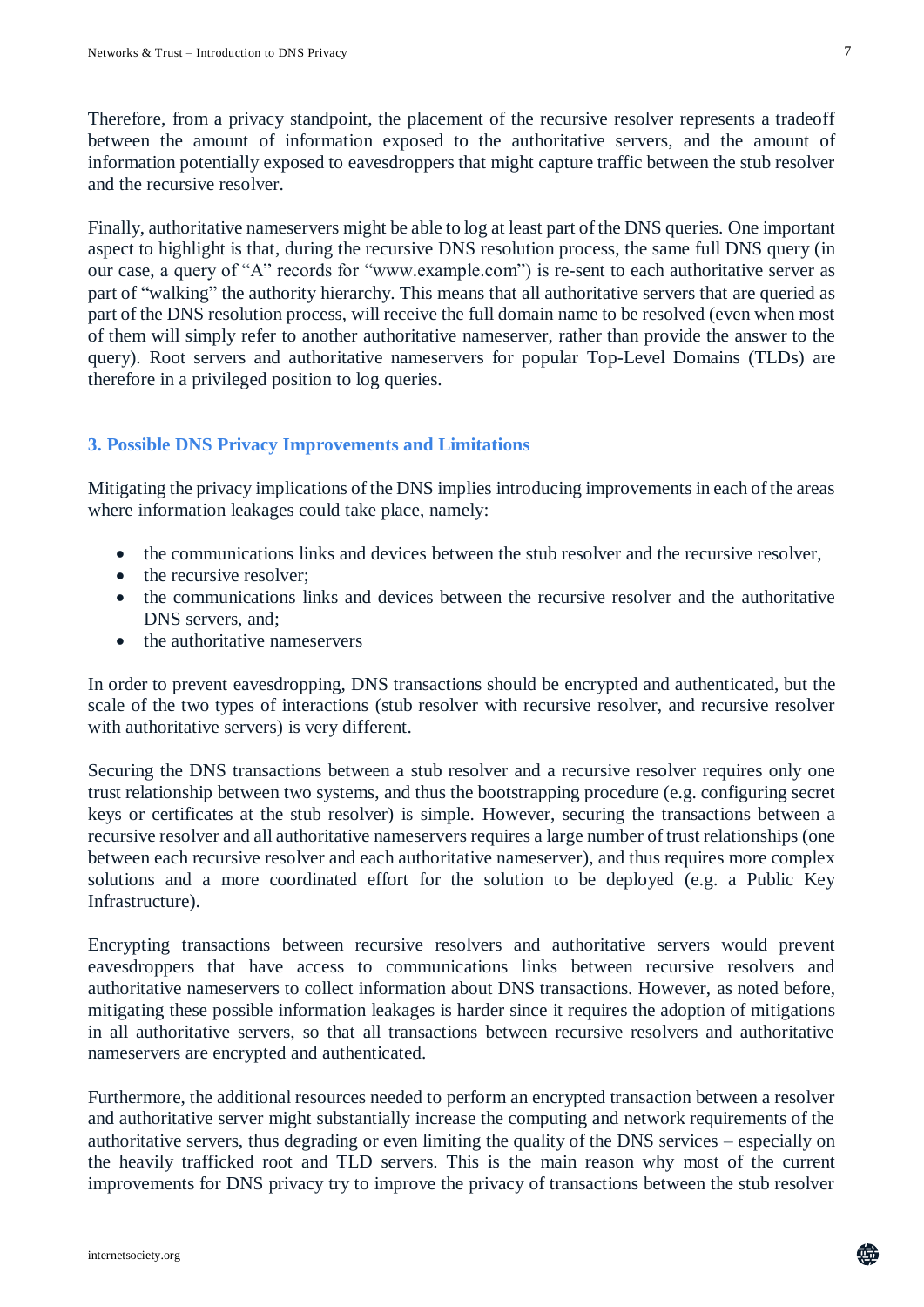Therefore, from a privacy standpoint, the placement of the recursive resolver represents a tradeoff between the amount of information exposed to the authoritative servers, and the amount of information potentially exposed to eavesdroppers that might capture traffic between the stub resolver and the recursive resolver.

Finally, authoritative nameservers might be able to log at least part of the DNS queries. One important aspect to highlight is that, during the recursive DNS resolution process, the same full DNS query (in our case, a query of "A" records for "www.example.com") is re-sent to each authoritative server as part of "walking" the authority hierarchy. This means that all authoritative servers that are queried as part of the DNS resolution process, will receive the full domain name to be resolved (even when most of them will simply refer to another authoritative nameserver, rather than provide the answer to the query). Root servers and authoritative nameservers for popular Top-Level Domains (TLDs) are therefore in a privileged position to log queries.

## 3. Possible DNS Privacy Improvements and Limitations

Mitigating the privacy implications of the DNS implies introducing improvements in each of the areas where information leakages could take place, namely:

- the communications links and devices between the stub resolver and the recursive resolver,
- the recursive resolver;
- the communications links and devices between the recursive resolver and the authoritative DNS servers, and;
- the authoritative nameservers

In order to prevent eavesdropping, DNS transactions should be encrypted and authenticated, but the scale of the two types of interactions (stub resolver with recursive resolver, and recursive resolver with authoritative servers) is very different.

Securing the DNS transactions between a stub resolver and a recursive resolver requires only one trust relationship between two systems, and thus the bootstrapping procedure (e.g. configuring secret keys or certificates at the stub resolver) is simple. However, securing the transactions between a recursive resolver and all authoritative nameservers requires a large number of trust relationships (one between each recursive resolver and each authoritative nameserver), and thus requires more complex solutions and a more coordinated effort for the solution to be deployed (e.g. a Public Key Infrastructure).

Encrypting transactions between recursive resolvers and authoritative servers would prevent eavesdroppers that have access to communications links between recursive resolvers and authoritative nameservers to collect information about DNS transactions. However, as noted before, mitigating these possible information leakages is harder since it requires the adoption of mitigations in all authoritative servers, so that all transactions between recursive resolvers and authoritative nameservers are encrypted and authenticated.

Furthermore, the additional resources needed to perform an encrypted transaction between a resolver and authoritative server might substantially increase the computing and network requirements of the authoritative servers, thus degrading or even limiting the quality of the DNS services – especially on the heavily trafficked root and TLD servers. This is the main reason why most of the current improvements for DNS privacy try to improve the privacy of transactions between the stub resolver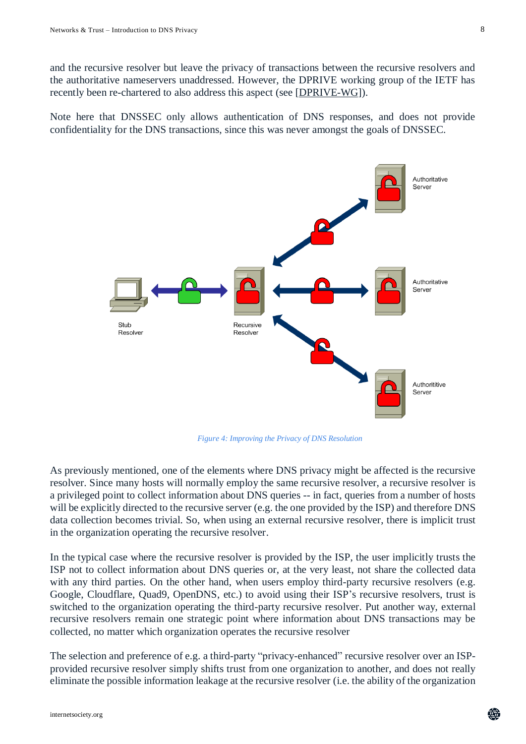and the recursive resolver but leave the privacy of transactions between the recursive resolvers and the authoritative nameservers unaddressed. However, the DPRIVE working group of the IETF has recently been re-chartered to also address this aspect (see [DPRIVE-WG]).

Note here that DNSSEC only allows authentication of DNS responses, and does not provide confidentiality for the DNS transactions, since this was never amongst the goals of DNSSEC.

*Figure 4: Improving the Privacy of DNS Resolution*

As previously mentioned, one of the elements where DNS privacy might be affected is the recursive resolver. Since many hosts will normally employ the same recursive resolver, a recursive resolver is a privileged point to collect information about DNS queries -- in fact, queries from a number of hosts will be explicitly directed to the recursive server (e.g. the one provided by the ISP) and therefore DNS data collection becomes trivial. So, when using an external recursive resolver, there is implicit trust in the organization operating the recursive resolver.

In the typical case where the recursive resolver is provided by the ISP, the user implicitly trusts the ISP not to collect information about DNS queries or, at the very least, not share the collected data with any third parties. On the other hand, when users employ third-party recursive resolvers (e.g. Google, Cloudflare, Quad9, OpenDNS, etc.) to avoid using their ISP's recursive resolvers, trust is switched to the organization operating the third-party recursive resolver. Put another way, external recursive resolvers remain one strategic point where information about DNS transactions may be collected, no matter which organization operates the recursive resolver

The selection and preference of e.g. a third-party "privacy-enhanced" recursive resolver over an ISP-provided recursive resolver simply shifts trust from one organization to another, and does not really eliminate the possible information leakage at the recursive resolver (i.e. the ability of the organization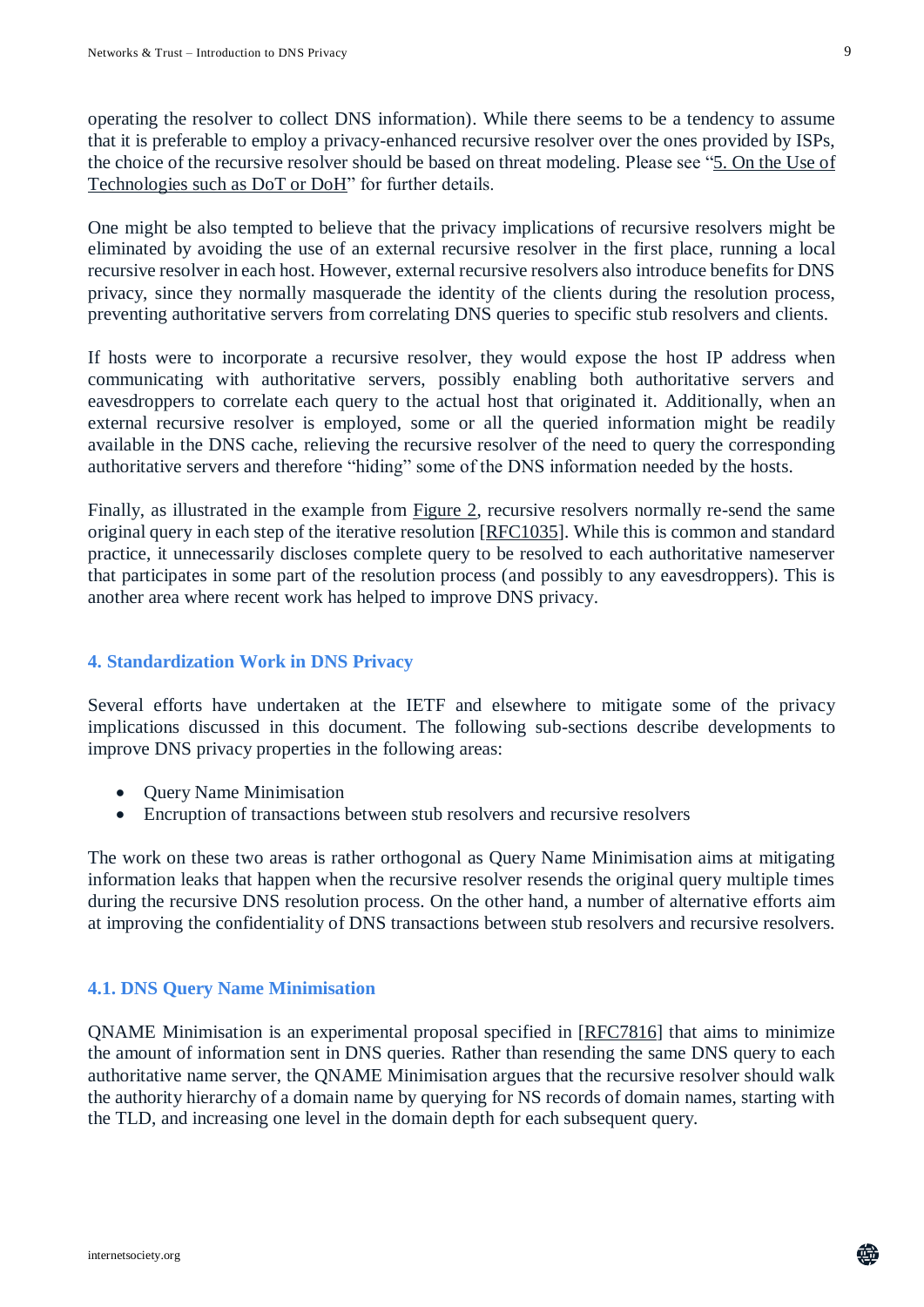operating the resolver to collect DNS information). While there seems to be a tendency to assume that it is preferable to employ a privacy-enhanced recursive resolver over the ones provided by ISPs, the choice of the recursive resolver should be based on threat modeling. Please see "5. On the Use of Technologies such as DoT or DoH" for further details.

One might be also tempted to believe that the privacy implications of recursive resolvers might be eliminated by avoiding the use of an external recursive resolver in the first place, running a local recursive resolver in each host. However, external recursive resolvers also introduce benefits for DNS privacy, since they normally masquerade the identity of the clients during the resolution process, preventing authoritative servers from correlating DNS queries to specific stub resolvers and clients.

If hosts were to incorporate a recursive resolver, they would expose the host IP address when communicating with authoritative servers, possibly enabling both authoritative servers and eavesdroppers to correlate each query to the actual host that originated it. Additionally, when an external recursive resolver is employed, some or all the queried information might be readily available in the DNS cache, relieving the recursive resolver of the need to query the corresponding authoritative servers and therefore "hiding" some of the DNS information needed by the hosts.

Finally, as illustrated in the example from Figure 2, recursive resolvers normally re-send the same original query in each step of the iterative resolution [RFC1035]. While this is common and standard practice, it unnecessarily discloses complete query to be resolved to each authoritative nameserver that participates in some part of the resolution process (and possibly to any eavesdroppers). This is another area where recent work has helped to improve DNS privacy.

## 4. Standardization Work in DNS Privacy

Several efforts have undertaken at the IETF and elsewhere to mitigate some of the privacy implications discussed in this document. The following sub-sections describe developments to improve DNS privacy properties in the following areas:

- Query Name Minimisation
- Encryption of transactions between stub resolvers and recursive resolvers

The work on these two areas is rather orthogonal as Query Name Minimisation aims at mitigating information leaks that happen when the recursive resolver resends the original query multiple times during the recursive DNS resolution process. On the other hand, a number of alternative efforts aim at improving the confidentiality of DNS transactions between stub resolvers and recursive resolvers.

### 4.1. DNS Query Name Minimisation

QNAME Minimisation is an experimental proposal specified in [RFC7816] that aims to minimize the amount of information sent in DNS queries. Rather than resending the same DNS query to each authoritative name server, the QNAME Minimisation argues that the recursive resolver should walk the authority hierarchy of a domain name by querying for NS records of domain names, starting with the TLD, and increasing one level in the domain depth for each subsequent query.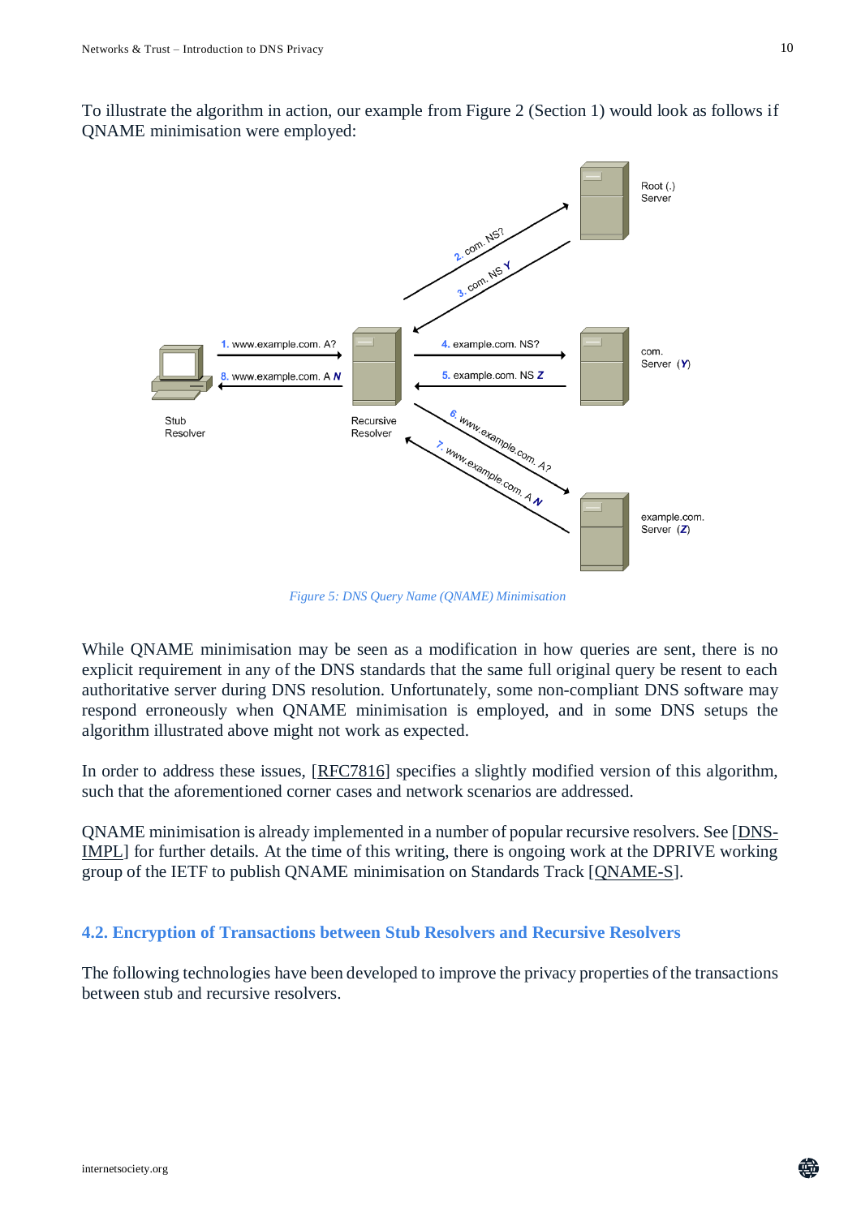To illustrate the algorithm in action, our example from Figure 2 (Section 1) would look as follows if QNAME minimisation were employed:

*Figure 5: DNS Query Name (QNAME) Minimisation*

While QNAME minimisation may be seen as a modification in how queries are sent, there is no explicit requirement in any of the DNS standards that the same full original query be resent to each authoritative server during DNS resolution. Unfortunately, some non-compliant DNS software may respond erroneously when QNAME minimisation is employed, and in some DNS setups the algorithm illustrated above might not work as expected.

In order to address these issues, [RFC7816] specifies a slightly modified version of this algorithm, such that the aforementioned corner cases and network scenarios are addressed.

QNAME minimisation is already implemented in a number of popular recursive resolvers. See [DNS-IMPL] for further details. At the time of this writing, there is ongoing work at the DPRIVE working group of the IETF to publish QNAME minimisation on Standards Track [QNAME-S].

### 4.2. Encryption of Transactions between Stub Resolvers and Recursive Resolvers

The following technologies have been developed to improve the privacy properties of the transactions between stub and recursive resolvers.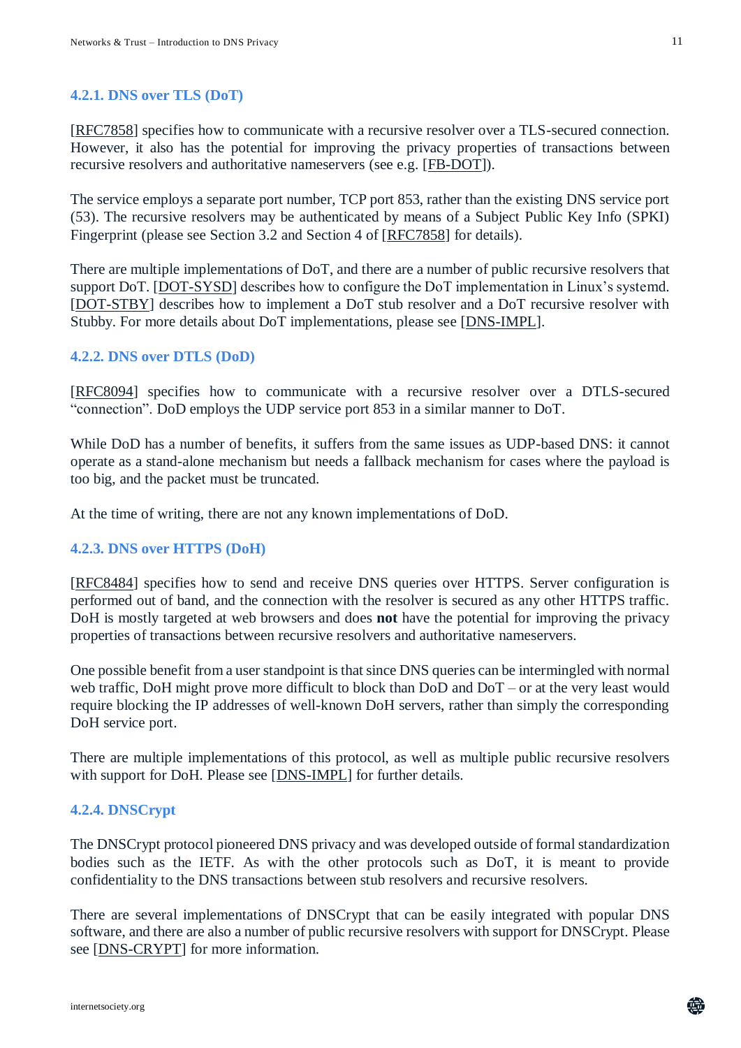#### 4.2.1. DNS over TLS (DoT)

[RFC7858] specifies how to communicate with a recursive resolver over a TLS-secured connection. However, it also has the potential for improving the privacy properties of transactions between recursive resolvers and authoritative nameservers (see e.g. [FB-DOT]).

The service employs a separate port number, TCP port 853, rather than the existing DNS service port (53). The recursive resolvers may be authenticated by means of a Subject Public Key Info (SPKI) Fingerprint (please see Section 3.2 and Section 4 of [RFC7858] for details).

There are multiple implementations of DoT, and there are a number of public recursive resolvers that support DoT. [DOT-SYSD] describes how to configure the DoT implementation in Linux's systemd. [DOT-STBY] describes how to implement a DoT stub resolver and a DoT recursive resolver with Stubby. For more details about DoT implementations, please see [DNS-IMPL].

#### 4.2.2. DNS over DTLS (DoD)

[RFC8094] specifies how to communicate with a recursive resolver over a DTLS-secured "connection". DoD employs the UDP service port 853 in a similar manner to DoT.

While DoD has a number of benefits, it suffers from the same issues as UDP-based DNS: it cannot operate as a stand-alone mechanism but needs a fallback mechanism for cases where the payload is too big, and the packet must be truncated.

At the time of writing, there are not any known implementations of DoD.

#### 4.2.3. DNS over HTTPS (DoH)

[RFC8484] specifies how to send and receive DNS queries over HTTPS. Server configuration is performed out of band, and the connection with the resolver is secured as any other HTTPS traffic. DoH is mostly targeted at web browsers and does **not** have the potential for improving the privacy properties of transactions between recursive resolvers and authoritative nameservers.

One possible benefit from a user standpoint is that since DNS queries can be intermingled with normal web traffic, DoH might prove more difficult to block than DoD and DoT – or at the very least would require blocking the IP addresses of well-known DoH servers, rather than simply the corresponding DoH service port.

There are multiple implementations of this protocol, as well as multiple public recursive resolvers with support for DoH. Please see [DNS-IMPL] for further details.

#### 4.2.4. DNSCrypt

The DNSCrypt protocol pioneered DNS privacy and was developed outside of formal standardization bodies such as the IETF. As with the other protocols such as DoT, it is meant to provide confidentiality to the DNS transactions between stub resolvers and recursive resolvers.

There are several implementations of DNSCrypt that can be easily integrated with popular DNS software, and there are also a number of public recursive resolvers with support for DNSCrypt. Please see [DNS-CRYPT] for more information.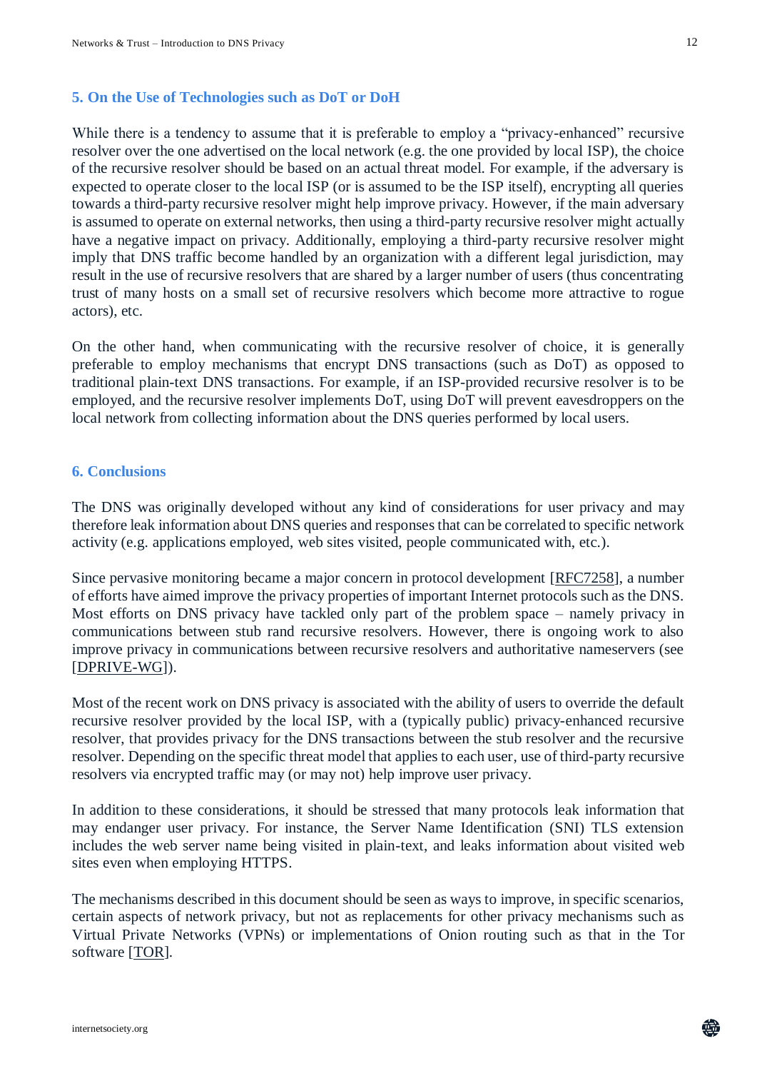## 5. On the Use of Technologies such as DoT or DoH

While there is a tendency to assume that it is preferable to employ a "privacy-enhanced" recursive resolver over the one advertised on the local network (e.g. the one provided by local ISP), the choice of the recursive resolver should be based on an actual threat model. For example, if the adversary is expected to operate closer to the local ISP (or is assumed to be the ISP itself), encrypting all queries towards a third-party recursive resolver might help improve privacy. However, if the main adversary is assumed to operate on external networks, then using a third-party recursive resolver might actually have a negative impact on privacy. Additionally, employing a third-party recursive resolver might imply that DNS traffic become handled by an organization with a different legal jurisdiction, may result in the use of recursive resolvers that are shared by a larger number of users (thus concentrating trust of many hosts on a small set of recursive resolvers which become more attractive to rogue actors), etc.

On the other hand, when communicating with the recursive resolver of choice, it is generally preferable to employ mechanisms that encrypt DNS transactions (such as DoT) as opposed to traditional plain-text DNS transactions. For example, if an ISP-provided recursive resolver is to be employed, and the recursive resolver implements DoT, using DoT will prevent eavesdroppers on the local network from collecting information about the DNS queries performed by local users.

## 6. Conclusions

The DNS was originally developed without any kind of considerations for user privacy and may therefore leak information about DNS queries and responses that can be correlated to specific network activity (e.g. applications employed, web sites visited, people communicated with, etc.).

Since pervasive monitoring became a major concern in protocol development [RFC7258], a number of efforts have aimed improve the privacy properties of important Internet protocols such as the DNS. Most efforts on DNS privacy have tackled only part of the problem space – namely privacy in communications between stub rand recursive resolvers. However, there is ongoing work to also improve privacy in communications between recursive resolvers and authoritative nameservers (see [DPRIVE-WG]).

Most of the recent work on DNS privacy is associated with the ability of users to override the default recursive resolver provided by the local ISP, with a (typically public) privacy-enhanced recursive resolver, that provides privacy for the DNS transactions between the stub resolver and the recursive resolver. Depending on the specific threat model that applies to each user, use of third-party recursive resolvers via encrypted traffic may (or may not) help improve user privacy.

In addition to these considerations, it should be stressed that many protocols leak information that may endanger user privacy. For instance, the Server Name Identification (SNI) TLS extension includes the web server name being visited in plain-text, and leaks information about visited web sites even when employing HTTPS.

The mechanisms described in this document should be seen as ways to improve, in specific scenarios, certain aspects of network privacy, but not as replacements for other privacy mechanisms such as Virtual Private Networks (VPNs) or implementations of Onion routing such as that in the Tor software [TOR].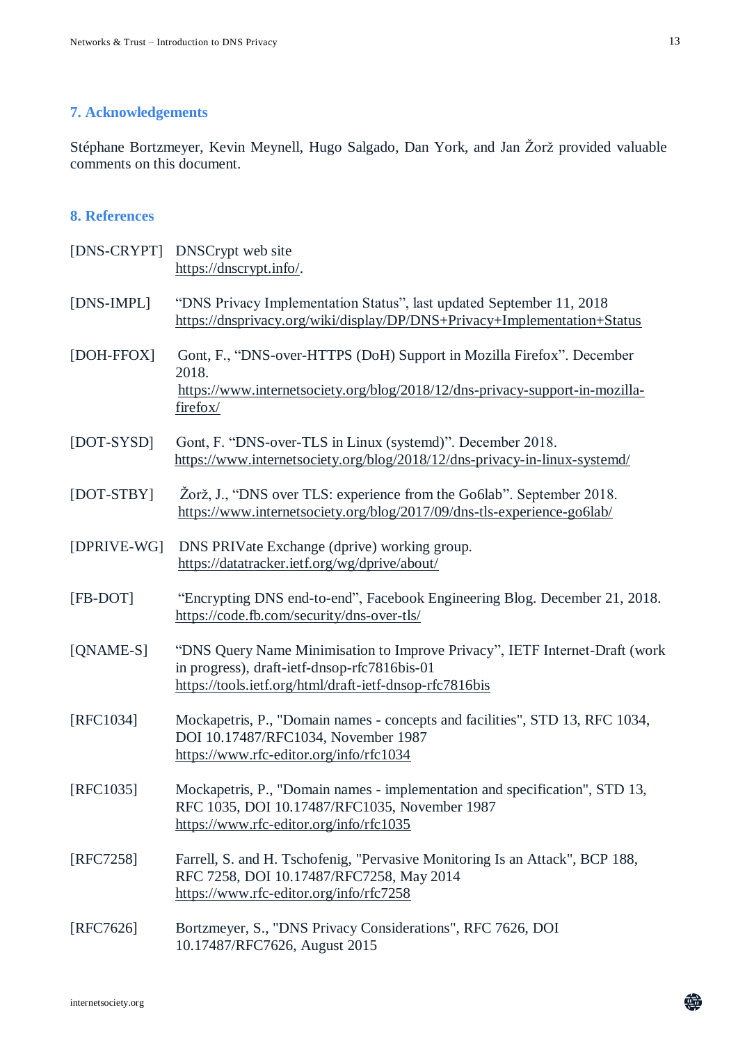## 7. Acknowledgements

Stéphane Bortzmeyer, Kevin Meynell, Hugo Salgado, Dan York, and Jan Žorž provided valuable comments on this document.

## 8. References

[DNS-CRYPT] DNSCrypt web site
https://dnscrypt.info/.

[DNS-IMPL] "DNS Privacy Implementation Status", last updated September 11, 2018
https://dnsprivacy.org/wiki/display/DP/DNS+Privacy+Implementation+Status

[DOH-FFOX] Gont, F., "DNS-over-HTTPS (DoH) Support in Mozilla Firefox". December 2018.
https://www.internetsociety.org/blog/2018/12/dns-privacy-support-in-mozilla-firefox/

[DOT-SYSD] Gont, F. "DNS-over-TLS in Linux (systemd)". December 2018.
https://www.internetsociety.org/blog/2018/12/dns-privacy-in-linux-systemd/

[DOT-STBY] Žorž, J., "DNS over TLS: experience from the Go6lab". September 2018.
https://www.internetsociety.org/blog/2017/09/dns-tls-experience-go6lab/

[DPRIVE-WG] DNS PRIVate Exchange (dprive) working group.
https://datatracker.ietf.org/wg/dprive/about/

[FB-DOT] "Encrypting DNS end-to-end", Facebook Engineering Blog. December 21, 2018.
https://code.fb.com/security/dns-over-tls/

[QNAME-S] "DNS Query Name Minimisation to Improve Privacy", IETF Internet-Draft (work in progress), draft-ietf-dnsop-rfc7816bis-01
https://tools.ietf.org/html/draft-ietf-dnsop-rfc7816bis

[RFC1034] Mockapetris, P., "Domain names - concepts and facilities", STD 13, RFC 1034, DOI 10.17487/RFC1034, November 1987
https://www.rfc-editor.org/info/rfc1034

[RFC1035] Mockapetris, P., "Domain names - implementation and specification", STD 13, RFC 1035, DOI 10.17487/RFC1035, November 1987
https://www.rfc-editor.org/info/rfc1035

[RFC7258] Farrell, S. and H. Tschofenig, "Pervasive Monitoring Is an Attack", BCP 188, RFC 7258, DOI 10.17487/RFC7258, May 2014
https://www.rfc-editor.org/info/rfc7258

[RFC7626] Bortzmeyer, S., "DNS Privacy Considerations", RFC 7626, DOI 10.17487/RFC7626, August 2015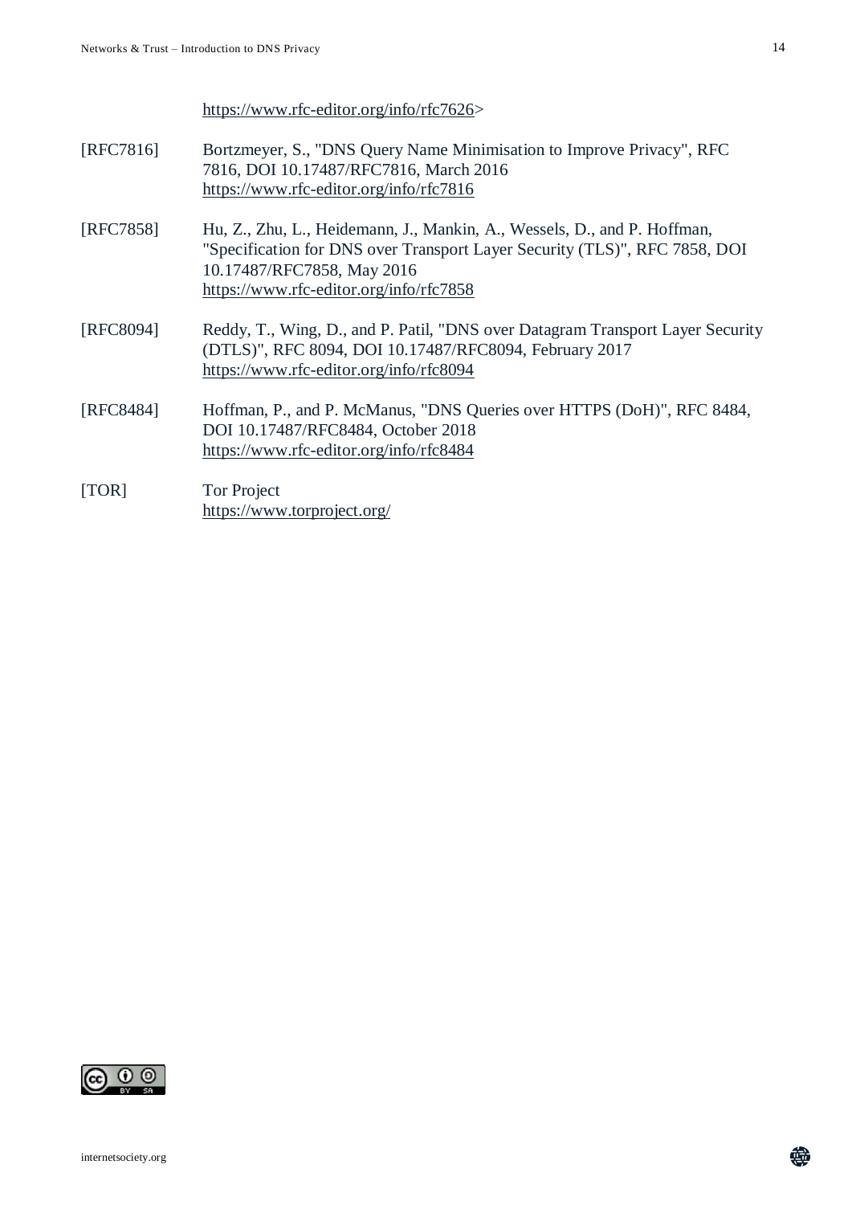https://www.rfc-editor.org/info/rfc7626>

[RFC7816] Bortzmeyer, S., "DNS Query Name Minimisation to Improve Privacy", RFC 7816, DOI 10.17487/RFC7816, March 2016 https://www.rfc-editor.org/info/rfc7816

[RFC7858] Hu, Z., Zhu, L., Heidemann, J., Mankin, A., Wessels, D., and P. Hoffman, "Specification for DNS over Transport Layer Security (TLS)", RFC 7858, DOI 10.17487/RFC7858, May 2016 https://www.rfc-editor.org/info/rfc7858

[RFC8094] Reddy, T., Wing, D., and P. Patil, "DNS over Datagram Transport Layer Security (DTLS)", RFC 8094, DOI 10.17487/RFC8094, February 2017 https://www.rfc-editor.org/info/rfc8094

[RFC8484] Hoffman, P., and P. McManus, "DNS Queries over HTTPS (DoH)", RFC 8484, DOI 10.17487/RFC8484, October 2018 https://www.rfc-editor.org/info/rfc8484

[TOR] Tor Project https://www.torproject.org/